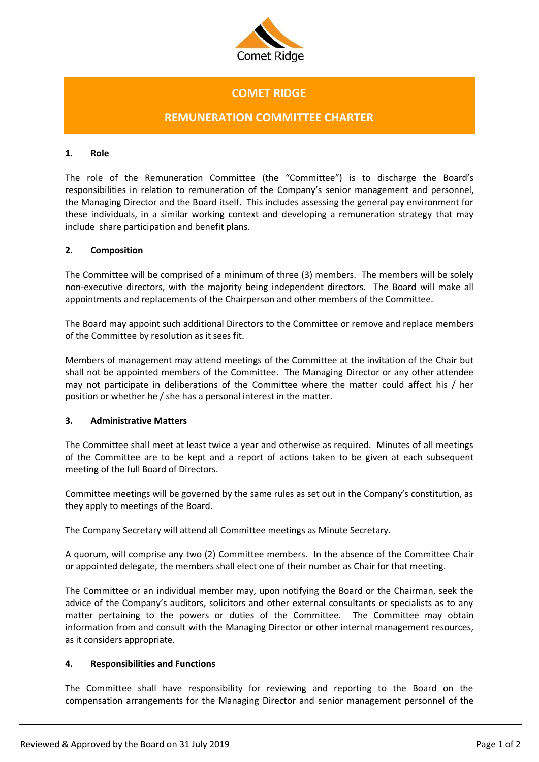# COMET RIDGE

## REMUNERATION COMMITTEE CHARTER

### 1. Role

The role of the Remuneration Committee (the "Committee") is to discharge the Board's responsibilities in relation to remuneration of the Company's senior management and personnel, the Managing Director and the Board itself. This includes assessing the general pay environment for these individuals, in a similar working context and developing a remuneration strategy that may include share participation and benefit plans.

### 2. Composition

The Committee will be comprised of a minimum of three (3) members. The members will be solely non-executive directors, with the majority being independent directors. The Board will make all appointments and replacements of the Chairperson and other members of the Committee.

The Board may appoint such additional Directors to the Committee or remove and replace members of the Committee by resolution as it sees fit.

Members of management may attend meetings of the Committee at the invitation of the Chair but shall not be appointed members of the Committee. The Managing Director or any other attendee may not participate in deliberations of the Committee where the matter could affect his / her position or whether he / she has a personal interest in the matter.

### 3. Administrative Matters

The Committee shall meet at least twice a year and otherwise as required. Minutes of all meetings of the Committee are to be kept and a report of actions taken to be given at each subsequent meeting of the full Board of Directors.

Committee meetings will be governed by the same rules as set out in the Company's constitution, as they apply to meetings of the Board.

The Company Secretary will attend all Committee meetings as Minute Secretary.

A quorum, will comprise any two (2) Committee members. In the absence of the Committee Chair or appointed delegate, the members shall elect one of their number as Chair for that meeting.

The Committee or an individual member may, upon notifying the Board or the Chairman, seek the advice of the Company's auditors, solicitors and other external consultants or specialists as to any matter pertaining to the powers or duties of the Committee. The Committee may obtain information from and consult with the Managing Director or other internal management resources, as it considers appropriate.

### 4. Responsibilities and Functions

The Committee shall have responsibility for reviewing and reporting to the Board on the compensation arrangements for the Managing Director and senior management personnel of the

Reviewed & Approved by the Board on 31 July 2019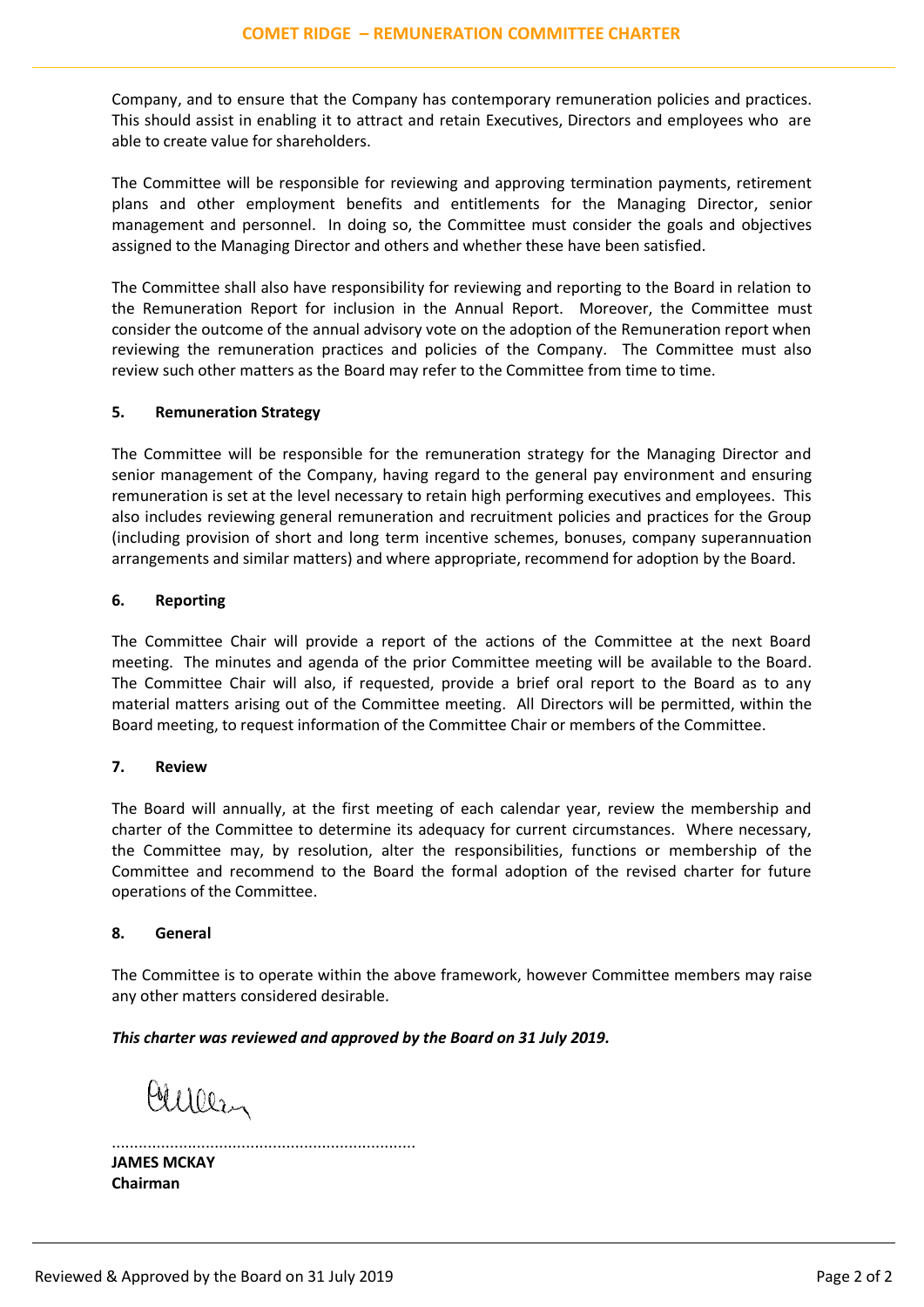Company, and to ensure that the Company has contemporary remuneration policies and practices. This should assist in enabling it to attract and retain Executives, Directors and employees who are able to create value for shareholders.

The Committee will be responsible for reviewing and approving termination payments, retirement plans and other employment benefits and entitlements for the Managing Director, senior management and personnel. In doing so, the Committee must consider the goals and objectives assigned to the Managing Director and others and whether these have been satisfied.

The Committee shall also have responsibility for reviewing and reporting to the Board in relation to the Remuneration Report for inclusion in the Annual Report. Moreover, the Committee must consider the outcome of the annual advisory vote on the adoption of the Remuneration report when reviewing the remuneration practices and policies of the Company. The Committee must also review such other matters as the Board may refer to the Committee from time to time.

## 5. Remuneration Strategy

The Committee will be responsible for the remuneration strategy for the Managing Director and senior management of the Company, having regard to the general pay environment and ensuring remuneration is set at the level necessary to retain high performing executives and employees. This also includes reviewing general remuneration and recruitment policies and practices for the Group (including provision of short and long term incentive schemes, bonuses, company superannuation arrangements and similar matters) and where appropriate, recommend for adoption by the Board.

## 6. Reporting

The Committee Chair will provide a report of the actions of the Committee at the next Board meeting. The minutes and agenda of the prior Committee meeting will be available to the Board. The Committee Chair will also, if requested, provide a brief oral report to the Board as to any material matters arising out of the Committee meeting. All Directors will be permitted, within the Board meeting, to request information of the Committee Chair or members of the Committee.

## 7. Review

The Board will annually, at the first meeting of each calendar year, review the membership and charter of the Committee to determine its adequacy for current circumstances. Where necessary, the Committee may, by resolution, alter the responsibilities, functions or membership of the Committee and recommend to the Board the formal adoption of the revised charter for future operations of the Committee.

## 8. General

The Committee is to operate within the above framework, however Committee members may raise any other matters considered desirable.

***This charter was reviewed and approved by the Board on 31 July 2019.***

...................................................................

**JAMES MCKAY**
**Chairman**